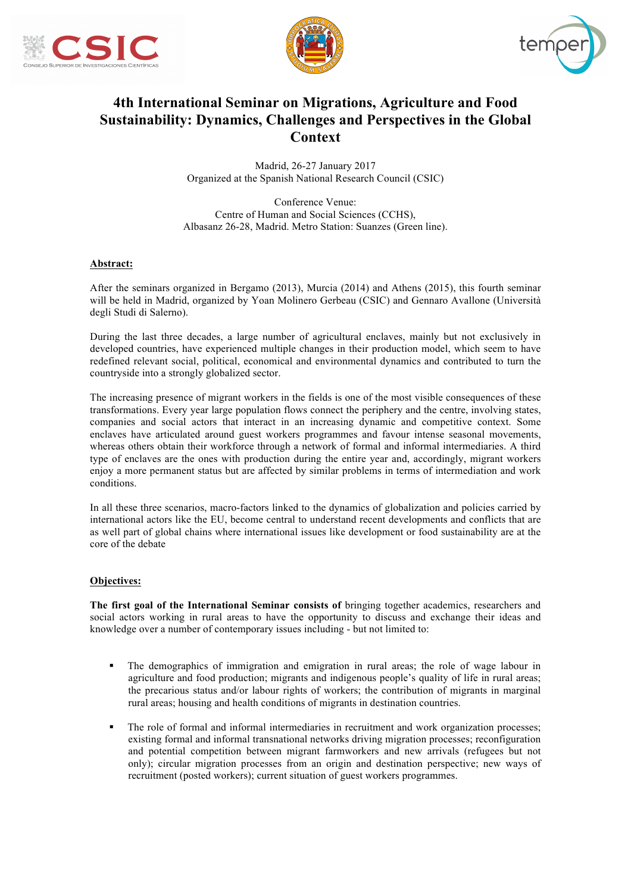# 4th International Seminar on Migrations, Agriculture and Food Sustainability: Dynamics, Challenges and Perspectives in the Global Context

Madrid, 26-27 January 2017
Organized at the Spanish National Research Council (CSIC)

Conference Venue:
Centre of Human and Social Sciences (CCHS),
Albasanz 26-28, Madrid. Metro Station: Suanzes (Green line).

## Abstract:

After the seminars organized in Bergamo (2013), Murcia (2014) and Athens (2015), this fourth seminar will be held in Madrid, organized by Yoan Molinero Gerbeau (CSIC) and Gennaro Avallone (Università degli Studi di Salerno).

During the last three decades, a large number of agricultural enclaves, mainly but not exclusively in developed countries, have experienced multiple changes in their production model, which seem to have redefined relevant social, political, economical and environmental dynamics and contributed to turn the countryside into a strongly globalized sector.

The increasing presence of migrant workers in the fields is one of the most visible consequences of these transformations. Every year large population flows connect the periphery and the centre, involving states, companies and social actors that interact in an increasing dynamic and competitive context. Some enclaves have articulated around guest workers programmes and favour intense seasonal movements, whereas others obtain their workforce through a network of formal and informal intermediaries. A third type of enclaves are the ones with production during the entire year and, accordingly, migrant workers enjoy a more permanent status but are affected by similar problems in terms of intermediation and work conditions.

In all these three scenarios, macro-factors linked to the dynamics of globalization and policies carried by international actors like the EU, become central to understand recent developments and conflicts that are as well part of global chains where international issues like development or food sustainability are at the core of the debate

## Objectives:

**The first goal of the International Seminar consists of** bringing together academics, researchers and social actors working in rural areas to have the opportunity to discuss and exchange their ideas and knowledge over a number of contemporary issues including - but not limited to:

- The demographics of immigration and emigration in rural areas; the role of wage labour in agriculture and food production; migrants and indigenous people's quality of life in rural areas; the precarious status and/or labour rights of workers; the contribution of migrants in marginal rural areas; housing and health conditions of migrants in destination countries.

- The role of formal and informal intermediaries in recruitment and work organization processes; existing formal and informal transnational networks driving migration processes; reconfiguration and potential competition between migrant farmworkers and new arrivals (refugees but not only); circular migration processes from an origin and destination perspective; new ways of recruitment (posted workers); current situation of guest workers programmes.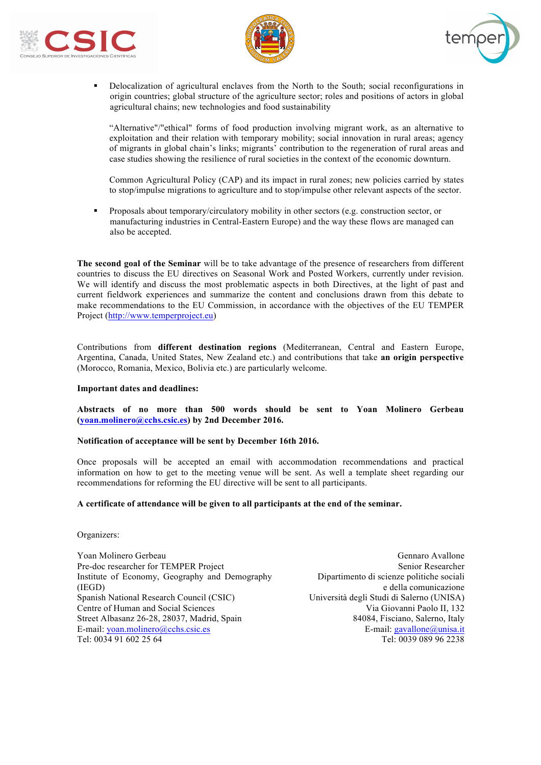- Delocalization of agricultural enclaves from the North to the South; social reconfigurations in origin countries; global structure of the agriculture sector; roles and positions of actors in global agricultural chains; new technologies and food sustainability

  "Alternative"/"ethical" forms of food production involving migrant work, as an alternative to exploitation and their relation with temporary mobility; social innovation in rural areas; agency of migrants in global chain's links; migrants' contribution to the regeneration of rural areas and case studies showing the resilience of rural societies in the context of the economic downturn.

  Common Agricultural Policy (CAP) and its impact in rural zones; new policies carried by states to stop/impulse migrations to agriculture and to stop/impulse other relevant aspects of the sector.

- Proposals about temporary/circulatory mobility in other sectors (e.g. construction sector, or manufacturing industries in Central-Eastern Europe) and the way these flows are managed can also be accepted.

**The second goal of the Seminar** will be to take advantage of the presence of researchers from different countries to discuss the EU directives on Seasonal Work and Posted Workers, currently under revision. We will identify and discuss the most problematic aspects in both Directives, at the light of past and current fieldwork experiences and summarize the content and conclusions drawn from this debate to make recommendations to the EU Commission, in accordance with the objectives of the EU TEMPER Project (http://www.temperproject.eu)

Contributions from **different destination regions** (Mediterranean, Central and Eastern Europe, Argentina, Canada, United States, New Zealand etc.) and contributions that take **an origin perspective** (Morocco, Romania, Mexico, Bolivia etc.) are particularly welcome.

**Important dates and deadlines:**

**Abstracts of no more than 500 words should be sent to Yoan Molinero Gerbeau (yoan.molinero@cchs.csic.es) by 2nd December 2016.**

**Notification of acceptance will be sent by December 16th 2016.**

Once proposals will be accepted an email with accommodation recommendations and practical information on how to get to the meeting venue will be sent. As well a template sheet regarding our recommendations for reforming the EU directive will be sent to all participants.

**A certificate of attendance will be given to all participants at the end of the seminar.**

Organizers:

Yoan Molinero Gerbeau
Pre-doc researcher for TEMPER Project
Institute of Economy, Geography and Demography (IEGD)
Spanish National Research Council (CSIC)
Centre of Human and Social Sciences
Street Albasanz 26-28, 28037, Madrid, Spain
E-mail: yoan.molinero@cchs.csic.es
Tel: 0034 91 602 25 64

Gennaro Avallone
Senior Researcher
Dipartimento di scienze politiche sociali e della comunicazione
Università degli Studi di Salerno (UNISA)
Via Giovanni Paolo II, 132
84084, Fisciano, Salerno, Italy
E-mail: gavallone@unisa.it
Tel: 0039 089 96 2238